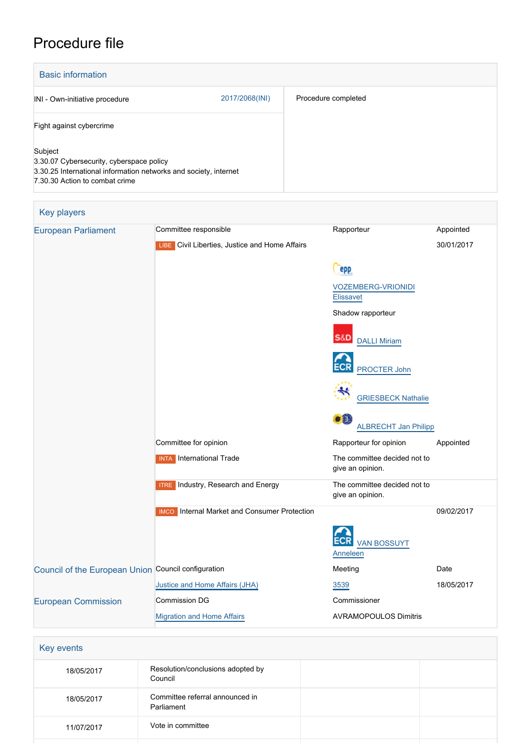# Procedure file

## Basic information

| | |
|---|---|
| INI - Own-initiative procedure 2017/2068(INI) | Procedure completed |
| Fight against cybercrime | |
| Subject<br>3.30.07 Cybersecurity, cyberspace policy<br>3.30.25 International information networks and society, internet<br>7.30.30 Action to combat crime | |

## Key players

| | | | |
|---|---|---|---|
| European Parliament | Committee responsible | Rapporteur | Appointed |
| | LIBE Civil Liberties, Justice and Home Affairs | | 30/01/2017 |
| | | EPP VOZEMBERG-VRIONIDI Elissavet | |
| | | Shadow rapporteur | |
| | | S&D DALLI Miriam | |
| | | ECR PROCTER John | |
| | | GRIESBECK Nathalie | |
| | | ALBRECHT Jan Philipp | |
| | Committee for opinion | Rapporteur for opinion | Appointed |
| | INTA International Trade | The committee decided not to give an opinion. | |
| | ITRE Industry, Research and Energy | The committee decided not to give an opinion. | |
| | IMCO Internal Market and Consumer Protection | | 09/02/2017 |
| | | ECR VAN BOSSUYT Anneleen | |
| Council of the European Union | Council configuration | Meeting | Date |
| | Justice and Home Affairs (JHA) | 3539 | 18/05/2017 |
| European Commission | Commission DG | Commissioner | |
| | Migration and Home Affairs | AVRAMOPOULOS Dimitris | |

## Key events

| | | | |
|---|---|---|---|
| 18/05/2017 | Resolution/conclusions adopted by Council | | |
| 18/05/2017 | Committee referral announced in Parliament | | |
| 11/07/2017 | Vote in committee | | |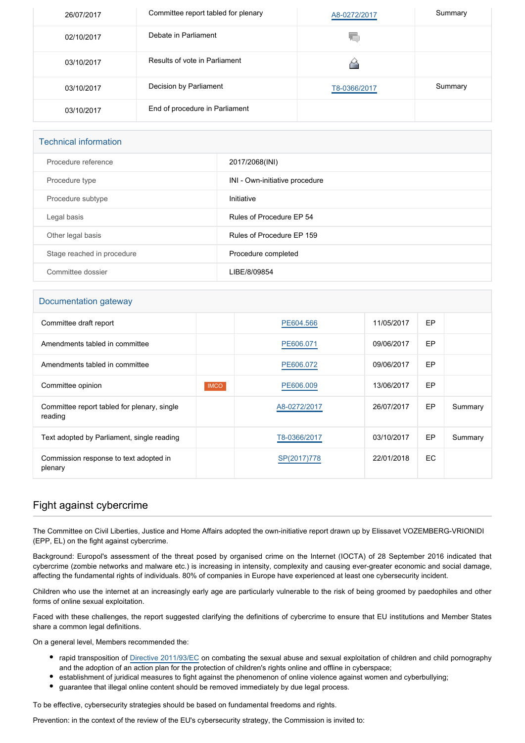| | | | |
|---|---|---|---|
| 26/07/2017 | Committee report tabled for plenary | A8-0272/2017 | Summary |
| 02/10/2017 | Debate in Parliament | | |
| 03/10/2017 | Results of vote in Parliament | | |
| 03/10/2017 | Decision by Parliament | T8-0366/2017 | Summary |
| 03/10/2017 | End of procedure in Parliament | | |

## Technical information

| | |
|---|---|
| Procedure reference | 2017/2068(INI) |
| Procedure type | INI - Own-initiative procedure |
| Procedure subtype | Initiative |
| Legal basis | Rules of Procedure EP 54 |
| Other legal basis | Rules of Procedure EP 159 |
| Stage reached in procedure | Procedure completed |
| Committee dossier | LIBE/8/09854 |

## Documentation gateway

| | | | | | |
|---|---|---|---|---|---|
| Committee draft report | | PE604.566 | 11/05/2017 | EP | |
| Amendments tabled in committee | | PE606.071 | 09/06/2017 | EP | |
| Amendments tabled in committee | | PE606.072 | 09/06/2017 | EP | |
| Committee opinion | IMCO | PE606.009 | 13/06/2017 | EP | |
| Committee report tabled for plenary, single reading | | A8-0272/2017 | 26/07/2017 | EP | Summary |
| Text adopted by Parliament, single reading | | T8-0366/2017 | 03/10/2017 | EP | Summary |
| Commission response to text adopted in plenary | | SP(2017)778 | 22/01/2018 | EC | |

## Fight against cybercrime

The Committee on Civil Liberties, Justice and Home Affairs adopted the own-initiative report drawn up by Elissavet VOZEMBERG-VRIONIDI (EPP, EL) on the fight against cybercrime.

Background: Europol's assessment of the threat posed by organised crime on the Internet (IOCTA) of 28 September 2016 indicated that cybercrime (zombie networks and malware etc.) is increasing in intensity, complexity and causing ever-greater economic and social damage, affecting the fundamental rights of individuals. 80% of companies in Europe have experienced at least one cybersecurity incident.

Children who use the internet at an increasingly early age are particularly vulnerable to the risk of being groomed by paedophiles and other forms of online sexual exploitation.

Faced with these challenges, the report suggested clarifying the definitions of cybercrime to ensure that EU institutions and Member States share a common legal definitions.

On a general level, Members recommended the:

- rapid transposition of Directive 2011/93/EC on combating the sexual abuse and sexual exploitation of children and child pornography and the adoption of an action plan for the protection of children's rights online and offline in cyberspace;
- establishment of juridical measures to fight against the phenomenon of online violence against women and cyberbullying;
- guarantee that illegal online content should be removed immediately by due legal process.

To be effective, cybersecurity strategies should be based on fundamental freedoms and rights.

Prevention: in the context of the review of the EU's cybersecurity strategy, the Commission is invited to: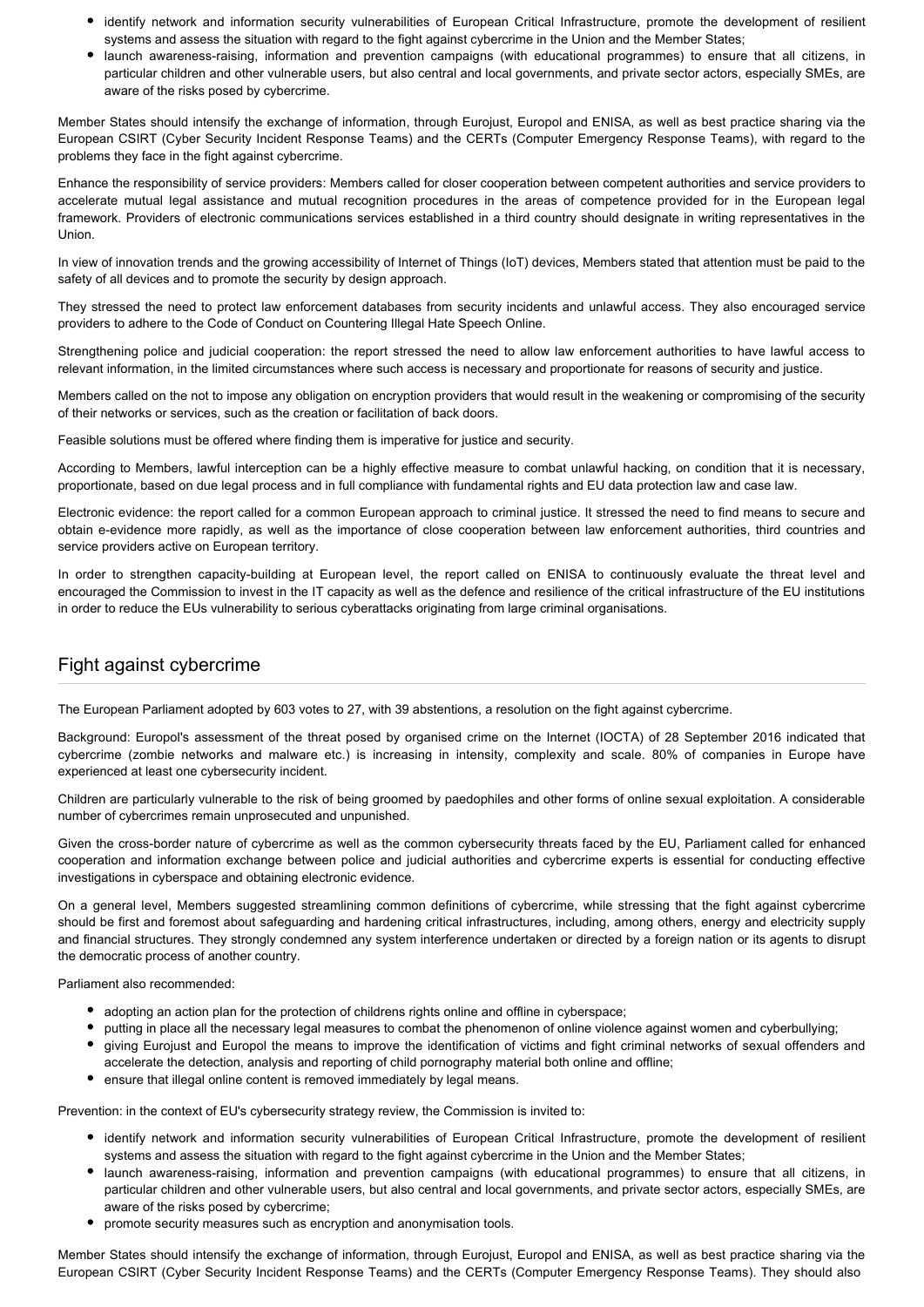- identify network and information security vulnerabilities of European Critical Infrastructure, promote the development of resilient systems and assess the situation with regard to the fight against cybercrime in the Union and the Member States;
- launch awareness-raising, information and prevention campaigns (with educational programmes) to ensure that all citizens, in particular children and other vulnerable users, but also central and local governments, and private sector actors, especially SMEs, are aware of the risks posed by cybercrime.

Member States should intensify the exchange of information, through Eurojust, Europol and ENISA, as well as best practice sharing via the European CSIRT (Cyber Security Incident Response Teams) and the CERTs (Computer Emergency Response Teams), with regard to the problems they face in the fight against cybercrime.

Enhance the responsibility of service providers: Members called for closer cooperation between competent authorities and service providers to accelerate mutual legal assistance and mutual recognition procedures in the areas of competence provided for in the European legal framework. Providers of electronic communications services established in a third country should designate in writing representatives in the Union.

In view of innovation trends and the growing accessibility of Internet of Things (IoT) devices, Members stated that attention must be paid to the safety of all devices and to promote the security by design approach.

They stressed the need to protect law enforcement databases from security incidents and unlawful access. They also encouraged service providers to adhere to the Code of Conduct on Countering Illegal Hate Speech Online.

Strengthening police and judicial cooperation: the report stressed the need to allow law enforcement authorities to have lawful access to relevant information, in the limited circumstances where such access is necessary and proportionate for reasons of security and justice.

Members called on the not to impose any obligation on encryption providers that would result in the weakening or compromising of the security of their networks or services, such as the creation or facilitation of back doors.

Feasible solutions must be offered where finding them is imperative for justice and security.

According to Members, lawful interception can be a highly effective measure to combat unlawful hacking, on condition that it is necessary, proportionate, based on due legal process and in full compliance with fundamental rights and EU data protection law and case law.

Electronic evidence: the report called for a common European approach to criminal justice. It stressed the need to find means to secure and obtain e-evidence more rapidly, as well as the importance of close cooperation between law enforcement authorities, third countries and service providers active on European territory.

In order to strengthen capacity-building at European level, the report called on ENISA to continuously evaluate the threat level and encouraged the Commission to invest in the IT capacity as well as the defence and resilience of the critical infrastructure of the EU institutions in order to reduce the EUs vulnerability to serious cyberattacks originating from large criminal organisations.

## Fight against cybercrime

The European Parliament adopted by 603 votes to 27, with 39 abstentions, a resolution on the fight against cybercrime.

Background: Europol's assessment of the threat posed by organised crime on the Internet (IOCTA) of 28 September 2016 indicated that cybercrime (zombie networks and malware etc.) is increasing in intensity, complexity and scale. 80% of companies in Europe have experienced at least one cybersecurity incident.

Children are particularly vulnerable to the risk of being groomed by paedophiles and other forms of online sexual exploitation. A considerable number of cybercrimes remain unprosecuted and unpunished.

Given the cross-border nature of cybercrime as well as the common cybersecurity threats faced by the EU, Parliament called for enhanced cooperation and information exchange between police and judicial authorities and cybercrime experts is essential for conducting effective investigations in cyberspace and obtaining electronic evidence.

On a general level, Members suggested streamlining common definitions of cybercrime, while stressing that the fight against cybercrime should be first and foremost about safeguarding and hardening critical infrastructures, including, among others, energy and electricity supply and financial structures. They strongly condemned any system interference undertaken or directed by a foreign nation or its agents to disrupt the democratic process of another country.

Parliament also recommended:

- adopting an action plan for the protection of childrens rights online and offline in cyberspace;
- putting in place all the necessary legal measures to combat the phenomenon of online violence against women and cyberbullying;
- giving Eurojust and Europol the means to improve the identification of victims and fight criminal networks of sexual offenders and accelerate the detection, analysis and reporting of child pornography material both online and offline;
- ensure that illegal online content is removed immediately by legal means.

Prevention: in the context of EU's cybersecurity strategy review, the Commission is invited to:

- identify network and information security vulnerabilities of European Critical Infrastructure, promote the development of resilient systems and assess the situation with regard to the fight against cybercrime in the Union and the Member States;
- launch awareness-raising, information and prevention campaigns (with educational programmes) to ensure that all citizens, in particular children and other vulnerable users, but also central and local governments, and private sector actors, especially SMEs, are aware of the risks posed by cybercrime;
- promote security measures such as encryption and anonymisation tools.

Member States should intensify the exchange of information, through Eurojust, Europol and ENISA, as well as best practice sharing via the European CSIRT (Cyber Security Incident Response Teams) and the CERTs (Computer Emergency Response Teams). They should also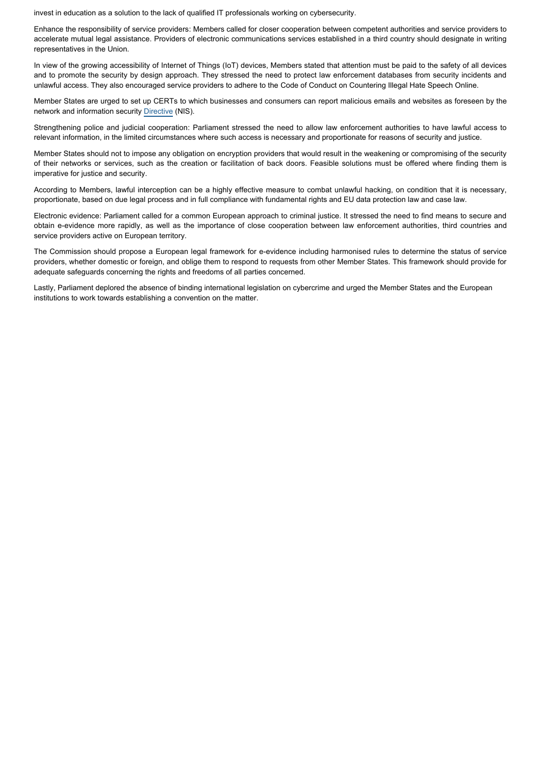invest in education as a solution to the lack of qualified IT professionals working on cybersecurity.

Enhance the responsibility of service providers: Members called for closer cooperation between competent authorities and service providers to accelerate mutual legal assistance. Providers of electronic communications services established in a third country should designate in writing representatives in the Union.

In view of the growing accessibility of Internet of Things (IoT) devices, Members stated that attention must be paid to the safety of all devices and to promote the security by design approach. They stressed the need to protect law enforcement databases from security incidents and unlawful access. They also encouraged service providers to adhere to the Code of Conduct on Countering Illegal Hate Speech Online.

Member States are urged to set up CERTs to which businesses and consumers can report malicious emails and websites as foreseen by the network and information security Directive (NIS).

Strengthening police and judicial cooperation: Parliament stressed the need to allow law enforcement authorities to have lawful access to relevant information, in the limited circumstances where such access is necessary and proportionate for reasons of security and justice.

Member States should not to impose any obligation on encryption providers that would result in the weakening or compromising of the security of their networks or services, such as the creation or facilitation of back doors. Feasible solutions must be offered where finding them is imperative for justice and security.

According to Members, lawful interception can be a highly effective measure to combat unlawful hacking, on condition that it is necessary, proportionate, based on due legal process and in full compliance with fundamental rights and EU data protection law and case law.

Electronic evidence: Parliament called for a common European approach to criminal justice. It stressed the need to find means to secure and obtain e-evidence more rapidly, as well as the importance of close cooperation between law enforcement authorities, third countries and service providers active on European territory.

The Commission should propose a European legal framework for e-evidence including harmonised rules to determine the status of service providers, whether domestic or foreign, and oblige them to respond to requests from other Member States. This framework should provide for adequate safeguards concerning the rights and freedoms of all parties concerned.

Lastly, Parliament deplored the absence of binding international legislation on cybercrime and urged the Member States and the European institutions to work towards establishing a convention on the matter.